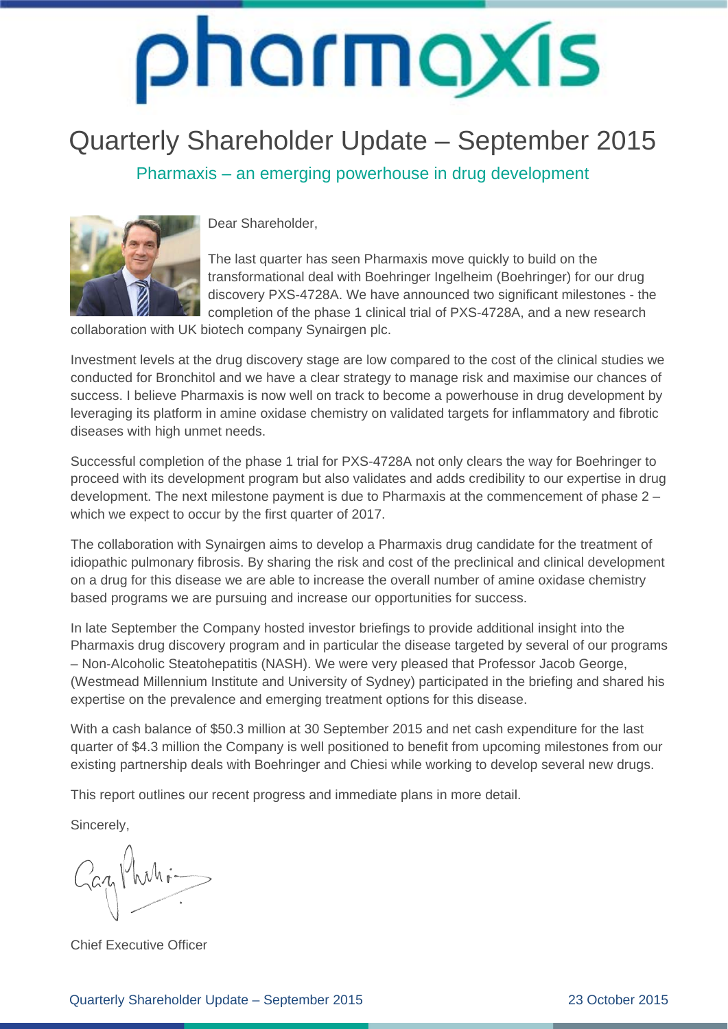# pharmaxis

## Quarterly Shareholder Update – September 2015

### Pharmaxis – an emerging powerhouse in drug development

Dear Shareholder,

The last quarter has seen Pharmaxis move quickly to build on the transformational deal with Boehringer Ingelheim (Boehringer) for our drug discovery PXS-4728A. We have announced two significant milestones - the completion of the phase 1 clinical trial of PXS-4728A, and a new research collaboration with UK biotech company Synairgen plc.

Investment levels at the drug discovery stage are low compared to the cost of the clinical studies we conducted for Bronchitol and we have a clear strategy to manage risk and maximise our chances of success. I believe Pharmaxis is now well on track to become a powerhouse in drug development by leveraging its platform in amine oxidase chemistry on validated targets for inflammatory and fibrotic diseases with high unmet needs.

Successful completion of the phase 1 trial for PXS-4728A not only clears the way for Boehringer to proceed with its development program but also validates and adds credibility to our expertise in drug development. The next milestone payment is due to Pharmaxis at the commencement of phase 2 – which we expect to occur by the first quarter of 2017.

The collaboration with Synairgen aims to develop a Pharmaxis drug candidate for the treatment of idiopathic pulmonary fibrosis. By sharing the risk and cost of the preclinical and clinical development on a drug for this disease we are able to increase the overall number of amine oxidase chemistry based programs we are pursuing and increase our opportunities for success.

In late September the Company hosted investor briefings to provide additional insight into the Pharmaxis drug discovery program and in particular the disease targeted by several of our programs – Non-Alcoholic Steatohepatitis (NASH). We were very pleased that Professor Jacob George, (Westmead Millennium Institute and University of Sydney) participated in the briefing and shared his expertise on the prevalence and emerging treatment options for this disease.

With a cash balance of $50.3 million at 30 September 2015 and net cash expenditure for the last quarter of $4.3 million the Company is well positioned to benefit from upcoming milestones from our existing partnership deals with Boehringer and Chiesi while working to develop several new drugs.

This report outlines our recent progress and immediate plans in more detail.

Sincerely,

Chief Executive Officer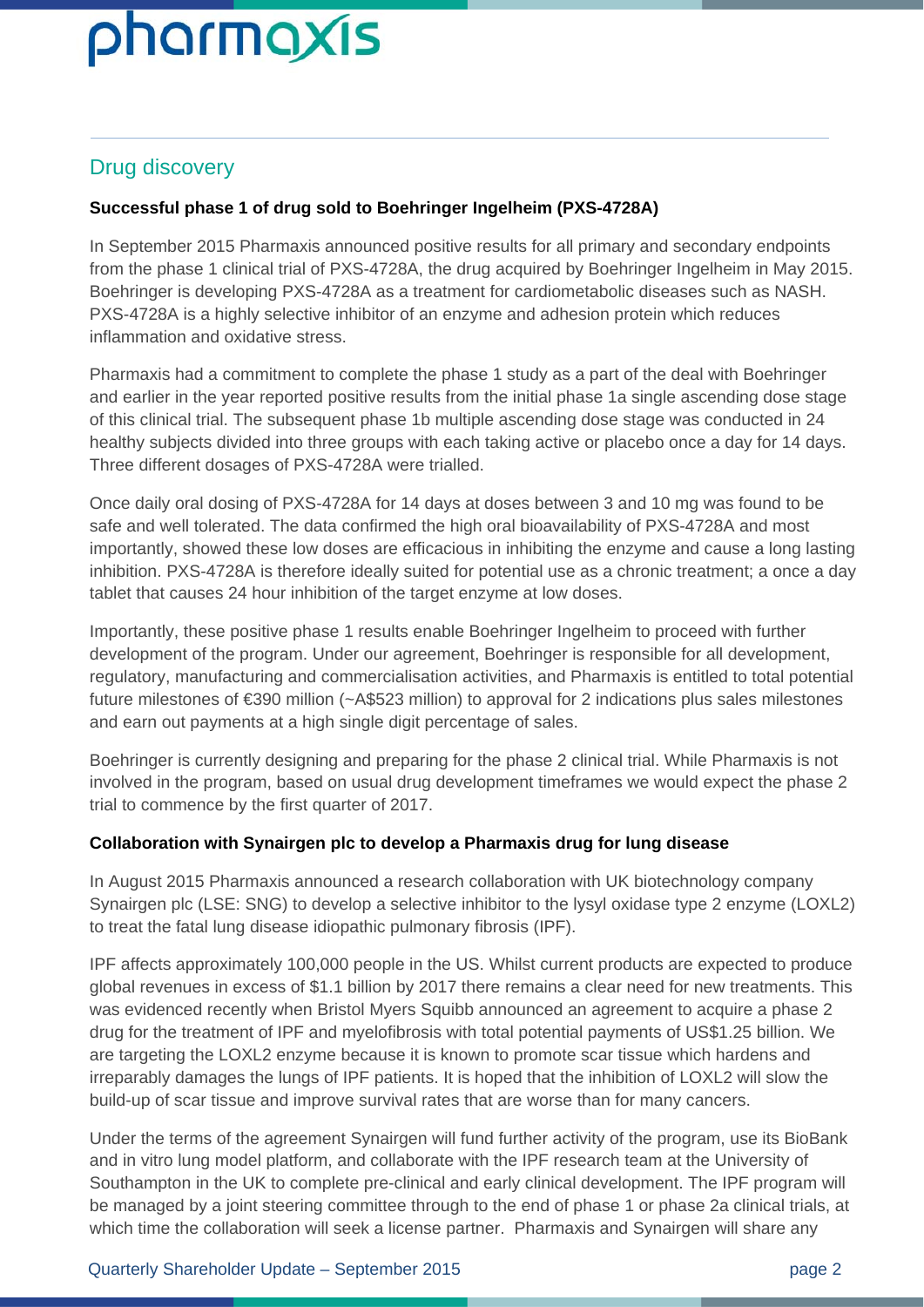## Drug discovery

**Successful phase 1 of drug sold to Boehringer Ingelheim (PXS-4728A)**

In September 2015 Pharmaxis announced positive results for all primary and secondary endpoints from the phase 1 clinical trial of PXS-4728A, the drug acquired by Boehringer Ingelheim in May 2015. Boehringer is developing PXS-4728A as a treatment for cardiometabolic diseases such as NASH. PXS-4728A is a highly selective inhibitor of an enzyme and adhesion protein which reduces inflammation and oxidative stress.

Pharmaxis had a commitment to complete the phase 1 study as a part of the deal with Boehringer and earlier in the year reported positive results from the initial phase 1a single ascending dose stage of this clinical trial. The subsequent phase 1b multiple ascending dose stage was conducted in 24 healthy subjects divided into three groups with each taking active or placebo once a day for 14 days. Three different dosages of PXS-4728A were trialled.

Once daily oral dosing of PXS-4728A for 14 days at doses between 3 and 10 mg was found to be safe and well tolerated. The data confirmed the high oral bioavailability of PXS-4728A and most importantly, showed these low doses are efficacious in inhibiting the enzyme and cause a long lasting inhibition. PXS-4728A is therefore ideally suited for potential use as a chronic treatment; a once a day tablet that causes 24 hour inhibition of the target enzyme at low doses.

Importantly, these positive phase 1 results enable Boehringer Ingelheim to proceed with further development of the program. Under our agreement, Boehringer is responsible for all development, regulatory, manufacturing and commercialisation activities, and Pharmaxis is entitled to total potential future milestones of €390 million (~A$523 million) to approval for 2 indications plus sales milestones and earn out payments at a high single digit percentage of sales.

Boehringer is currently designing and preparing for the phase 2 clinical trial. While Pharmaxis is not involved in the program, based on usual drug development timeframes we would expect the phase 2 trial to commence by the first quarter of 2017.

**Collaboration with Synairgen plc to develop a Pharmaxis drug for lung disease**

In August 2015 Pharmaxis announced a research collaboration with UK biotechnology company Synairgen plc (LSE: SNG) to develop a selective inhibitor to the lysyl oxidase type 2 enzyme (LOXL2) to treat the fatal lung disease idiopathic pulmonary fibrosis (IPF).

IPF affects approximately 100,000 people in the US. Whilst current products are expected to produce global revenues in excess of $1.1 billion by 2017 there remains a clear need for new treatments. This was evidenced recently when Bristol Myers Squibb announced an agreement to acquire a phase 2 drug for the treatment of IPF and myelofibrosis with total potential payments of US$1.25 billion. We are targeting the LOXL2 enzyme because it is known to promote scar tissue which hardens and irreparably damages the lungs of IPF patients. It is hoped that the inhibition of LOXL2 will slow the build-up of scar tissue and improve survival rates that are worse than for many cancers.

Under the terms of the agreement Synairgen will fund further activity of the program, use its BioBank and in vitro lung model platform, and collaborate with the IPF research team at the University of Southampton in the UK to complete pre-clinical and early clinical development. The IPF program will be managed by a joint steering committee through to the end of phase 1 or phase 2a clinical trials, at which time the collaboration will seek a license partner. Pharmaxis and Synairgen will share any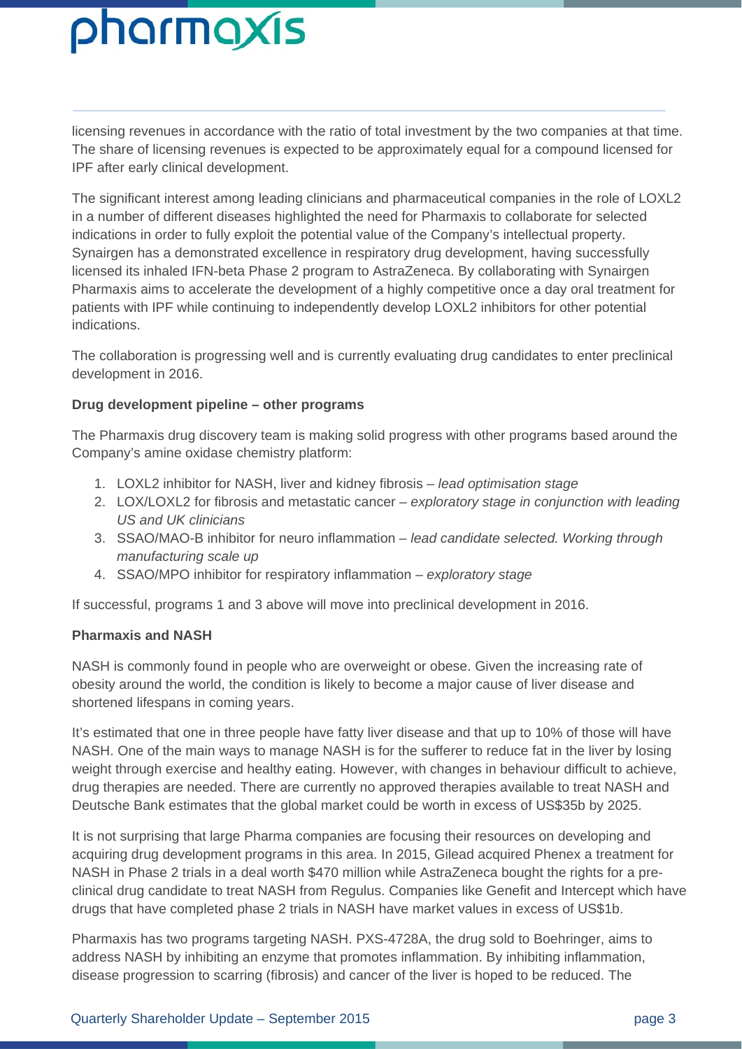licensing revenues in accordance with the ratio of total investment by the two companies at that time. The share of licensing revenues is expected to be approximately equal for a compound licensed for IPF after early clinical development.

The significant interest among leading clinicians and pharmaceutical companies in the role of LOXL2 in a number of different diseases highlighted the need for Pharmaxis to collaborate for selected indications in order to fully exploit the potential value of the Company's intellectual property. Synairgen has a demonstrated excellence in respiratory drug development, having successfully licensed its inhaled IFN-beta Phase 2 program to AstraZeneca. By collaborating with Synairgen Pharmaxis aims to accelerate the development of a highly competitive once a day oral treatment for patients with IPF while continuing to independently develop LOXL2 inhibitors for other potential indications.

The collaboration is progressing well and is currently evaluating drug candidates to enter preclinical development in 2016.

**Drug development pipeline – other programs**

The Pharmaxis drug discovery team is making solid progress with other programs based around the Company's amine oxidase chemistry platform:

1. LOXL2 inhibitor for NASH, liver and kidney fibrosis – *lead optimisation stage*
2. LOX/LOXL2 for fibrosis and metastatic cancer – *exploratory stage in conjunction with leading US and UK clinicians*
3. SSAO/MAO-B inhibitor for neuro inflammation – *lead candidate selected. Working through manufacturing scale up*
4. SSAO/MPO inhibitor for respiratory inflammation – *exploratory stage*

If successful, programs 1 and 3 above will move into preclinical development in 2016.

**Pharmaxis and NASH**

NASH is commonly found in people who are overweight or obese. Given the increasing rate of obesity around the world, the condition is likely to become a major cause of liver disease and shortened lifespans in coming years.

It's estimated that one in three people have fatty liver disease and that up to 10% of those will have NASH. One of the main ways to manage NASH is for the sufferer to reduce fat in the liver by losing weight through exercise and healthy eating. However, with changes in behaviour difficult to achieve, drug therapies are needed. There are currently no approved therapies available to treat NASH and Deutsche Bank estimates that the global market could be worth in excess of US$35b by 2025.

It is not surprising that large Pharma companies are focusing their resources on developing and acquiring drug development programs in this area. In 2015, Gilead acquired Phenex a treatment for NASH in Phase 2 trials in a deal worth $470 million while AstraZeneca bought the rights for a pre-clinical drug candidate to treat NASH from Regulus. Companies like Genefit and Intercept which have drugs that have completed phase 2 trials in NASH have market values in excess of US$1b.

Pharmaxis has two programs targeting NASH. PXS-4728A, the drug sold to Boehringer, aims to address NASH by inhibiting an enzyme that promotes inflammation. By inhibiting inflammation, disease progression to scarring (fibrosis) and cancer of the liver is hoped to be reduced. The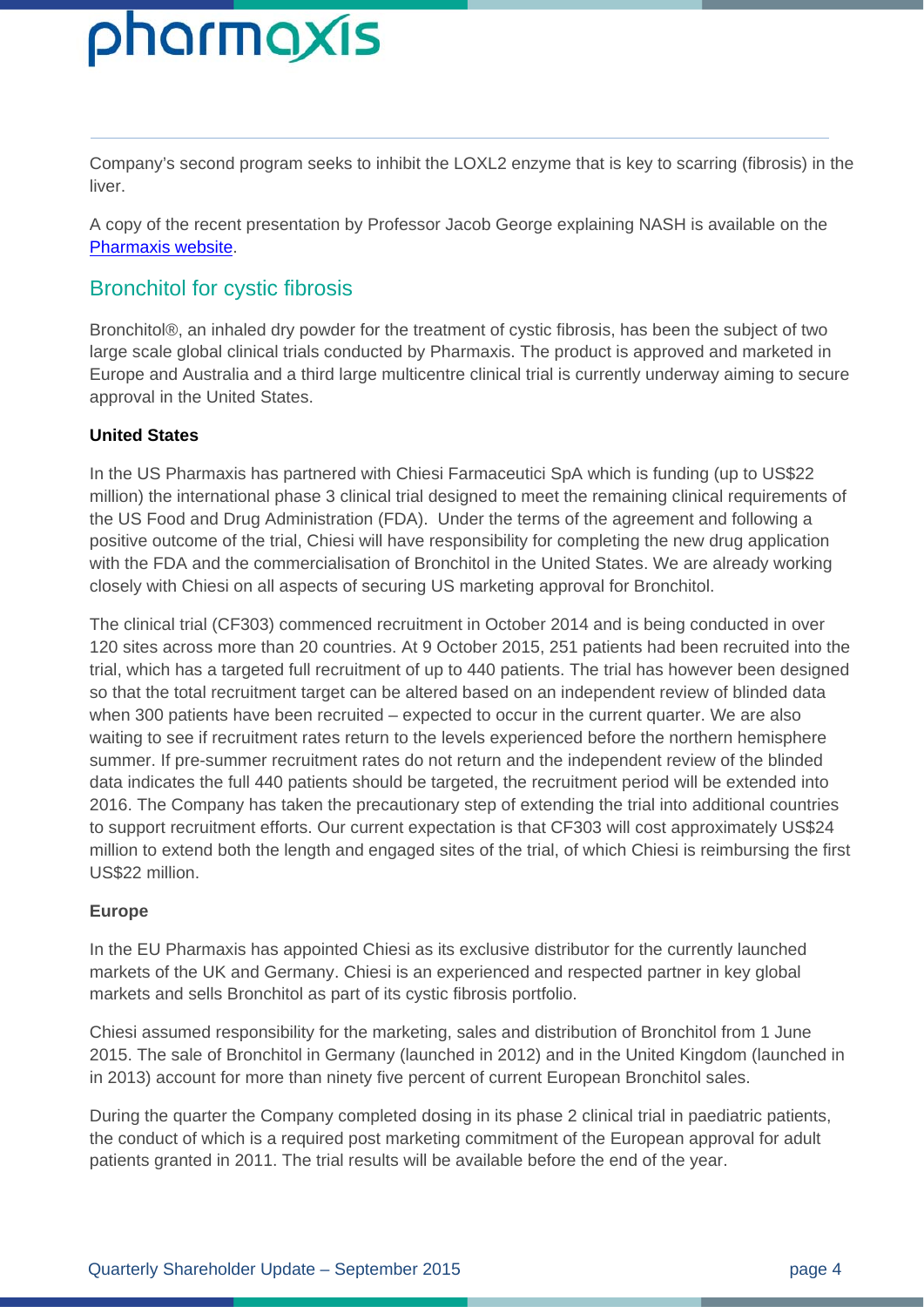Company's second program seeks to inhibit the LOXL2 enzyme that is key to scarring (fibrosis) in the liver.

A copy of the recent presentation by Professor Jacob George explaining NASH is available on the [Pharmaxis website](Pharmaxis website).

## Bronchitol for cystic fibrosis

Bronchitol®, an inhaled dry powder for the treatment of cystic fibrosis, has been the subject of two large scale global clinical trials conducted by Pharmaxis. The product is approved and marketed in Europe and Australia and a third large multicentre clinical trial is currently underway aiming to secure approval in the United States.

**United States**

In the US Pharmaxis has partnered with Chiesi Farmaceutici SpA which is funding (up to US$22 million) the international phase 3 clinical trial designed to meet the remaining clinical requirements of the US Food and Drug Administration (FDA). Under the terms of the agreement and following a positive outcome of the trial, Chiesi will have responsibility for completing the new drug application with the FDA and the commercialisation of Bronchitol in the United States. We are already working closely with Chiesi on all aspects of securing US marketing approval for Bronchitol.

The clinical trial (CF303) commenced recruitment in October 2014 and is being conducted in over 120 sites across more than 20 countries. At 9 October 2015, 251 patients had been recruited into the trial, which has a targeted full recruitment of up to 440 patients. The trial has however been designed so that the total recruitment target can be altered based on an independent review of blinded data when 300 patients have been recruited – expected to occur in the current quarter. We are also waiting to see if recruitment rates return to the levels experienced before the northern hemisphere summer. If pre-summer recruitment rates do not return and the independent review of the blinded data indicates the full 440 patients should be targeted, the recruitment period will be extended into 2016. The Company has taken the precautionary step of extending the trial into additional countries to support recruitment efforts. Our current expectation is that CF303 will cost approximately US$24 million to extend both the length and engaged sites of the trial, of which Chiesi is reimbursing the first US$22 million.

**Europe**

In the EU Pharmaxis has appointed Chiesi as its exclusive distributor for the currently launched markets of the UK and Germany. Chiesi is an experienced and respected partner in key global markets and sells Bronchitol as part of its cystic fibrosis portfolio.

Chiesi assumed responsibility for the marketing, sales and distribution of Bronchitol from 1 June 2015. The sale of Bronchitol in Germany (launched in 2012) and in the United Kingdom (launched in in 2013) account for more than ninety five percent of current European Bronchitol sales.

During the quarter the Company completed dosing in its phase 2 clinical trial in paediatric patients, the conduct of which is a required post marketing commitment of the European approval for adult patients granted in 2011. The trial results will be available before the end of the year.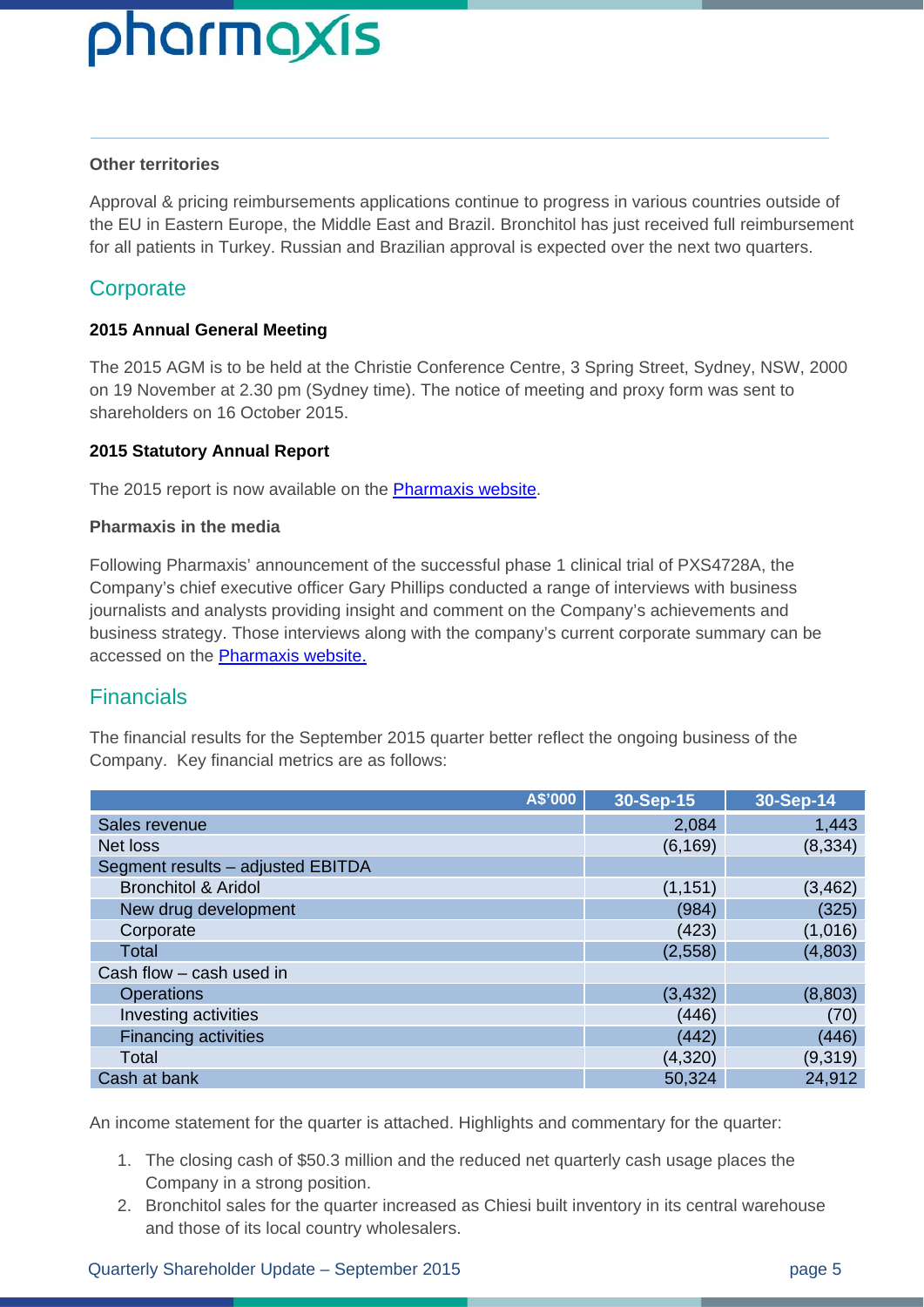### Other territories

Approval & pricing reimbursements applications continue to progress in various countries outside of the EU in Eastern Europe, the Middle East and Brazil. Bronchitol has just received full reimbursement for all patients in Turkey. Russian and Brazilian approval is expected over the next two quarters.

## Corporate

### 2015 Annual General Meeting

The 2015 AGM is to be held at the Christie Conference Centre, 3 Spring Street, Sydney, NSW, 2000 on 19 November at 2.30 pm (Sydney time). The notice of meeting and proxy form was sent to shareholders on 16 October 2015.

### 2015 Statutory Annual Report

The 2015 report is now available on the Pharmaxis website.

### Pharmaxis in the media

Following Pharmaxis' announcement of the successful phase 1 clinical trial of PXS4728A, the Company's chief executive officer Gary Phillips conducted a range of interviews with business journalists and analysts providing insight and comment on the Company's achievements and business strategy. Those interviews along with the company's current corporate summary can be accessed on the Pharmaxis website.

## Financials

The financial results for the September 2015 quarter better reflect the ongoing business of the Company. Key financial metrics are as follows:

| A$'000 | 30-Sep-15 | 30-Sep-14 |
|---|---|---|
| Sales revenue | 2,084 | 1,443 |
| Net loss | (6,169) | (8,334) |
| Segment results – adjusted EBITDA | | |
| Bronchitol & Aridol | (1,151) | (3,462) |
| New drug development | (984) | (325) |
| Corporate | (423) | (1,016) |
| Total | (2,558) | (4,803) |
| Cash flow – cash used in | | |
| Operations | (3,432) | (8,803) |
| Investing activities | (446) | (70) |
| Financing activities | (442) | (446) |
| Total | (4,320) | (9,319) |
| Cash at bank | 50,324 | 24,912 |

An income statement for the quarter is attached. Highlights and commentary for the quarter:

1. The closing cash of $50.3 million and the reduced net quarterly cash usage places the Company in a strong position.
2. Bronchitol sales for the quarter increased as Chiesi built inventory in its central warehouse and those of its local country wholesalers.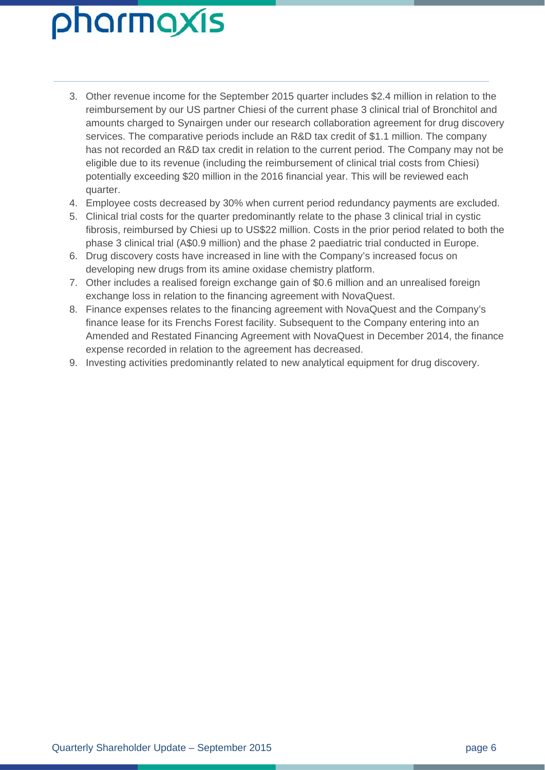3. Other revenue income for the September 2015 quarter includes $2.4 million in relation to the reimbursement by our US partner Chiesi of the current phase 3 clinical trial of Bronchitol and amounts charged to Synairgen under our research collaboration agreement for drug discovery services. The comparative periods include an R&D tax credit of $1.1 million. The company has not recorded an R&D tax credit in relation to the current period. The Company may not be eligible due to its revenue (including the reimbursement of clinical trial costs from Chiesi) potentially exceeding $20 million in the 2016 financial year. This will be reviewed each quarter.
4. Employee costs decreased by 30% when current period redundancy payments are excluded.
5. Clinical trial costs for the quarter predominantly relate to the phase 3 clinical trial in cystic fibrosis, reimbursed by Chiesi up to US$22 million. Costs in the prior period related to both the phase 3 clinical trial (A$0.9 million) and the phase 2 paediatric trial conducted in Europe.
6. Drug discovery costs have increased in line with the Company's increased focus on developing new drugs from its amine oxidase chemistry platform.
7. Other includes a realised foreign exchange gain of $0.6 million and an unrealised foreign exchange loss in relation to the financing agreement with NovaQuest.
8. Finance expenses relates to the financing agreement with NovaQuest and the Company's finance lease for its Frenchs Forest facility. Subsequent to the Company entering into an Amended and Restated Financing Agreement with NovaQuest in December 2014, the finance expense recorded in relation to the agreement has decreased.
9. Investing activities predominantly related to new analytical equipment for drug discovery.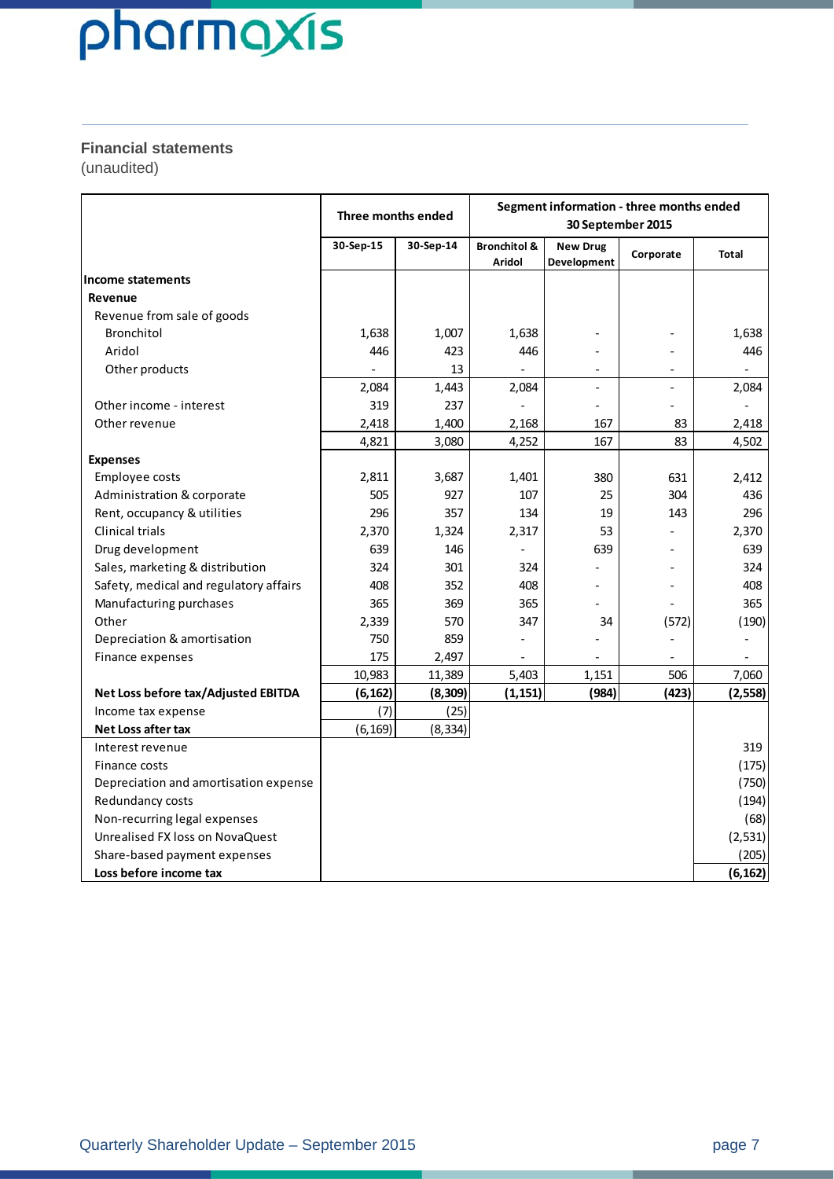## Financial statements

(unaudited)

| | Three months ended | | Segment information - three months ended 30 September 2015 | | | |
|---|---|---|---|---|---|---|
| | 30-Sep-15 | 30-Sep-14 | Bronchitol & Aridol | New Drug Development | Corporate | Total |
| **Income statements** | | | | | | |
| **Revenue** | | | | | | |
| Revenue from sale of goods | | | | | | |
| Bronchitol | 1,638 | 1,007 | 1,638 | - | - | 1,638 |
| Aridol | 446 | 423 | 446 | - | - | 446 |
| Other products | - | 13 | - | - | - | - |
| | 2,084 | 1,443 | 2,084 | - | - | 2,084 |
| Other income - interest | 319 | 237 | - | - | - | - |
| Other revenue | 2,418 | 1,400 | 2,168 | 167 | 83 | 2,418 |
| | 4,821 | 3,080 | 4,252 | 167 | 83 | 4,502 |
| **Expenses** | | | | | | |
| Employee costs | 2,811 | 3,687 | 1,401 | 380 | 631 | 2,412 |
| Administration & corporate | 505 | 927 | 107 | 25 | 304 | 436 |
| Rent, occupancy & utilities | 296 | 357 | 134 | 19 | 143 | 296 |
| Clinical trials | 2,370 | 1,324 | 2,317 | 53 | - | 2,370 |
| Drug development | 639 | 146 | - | 639 | - | 639 |
| Sales, marketing & distribution | 324 | 301 | 324 | - | - | 324 |
| Safety, medical and regulatory affairs | 408 | 352 | 408 | - | - | 408 |
| Manufacturing purchases | 365 | 369 | 365 | - | - | 365 |
| Other | 2,339 | 570 | 347 | 34 | (572) | (190) |
| Depreciation & amortisation | 750 | 859 | - | - | - | - |
| Finance expenses | 175 | 2,497 | - | - | - | - |
| | 10,983 | 11,389 | 5,403 | 1,151 | 506 | 7,060 |
| **Net Loss before tax/Adjusted EBITDA** | **(6,162)** | **(8,309)** | **(1,151)** | **(984)** | **(423)** | **(2,558)** |
| Income tax expense | (7) | (25) | | | | |
| **Net Loss after tax** | (6,169) | (8,334) | | | | |
| Interest revenue | | | | | | 319 |
| Finance costs | | | | | | (175) |
| Depreciation and amortisation expense | | | | | | (750) |
| Redundancy costs | | | | | | (194) |
| Non-recurring legal expenses | | | | | | (68) |
| Unrealised FX loss on NovaQuest | | | | | | (2,531) |
| Share-based payment expenses | | | | | | (205) |
| **Loss before income tax** | | | | | | **(6,162)** |